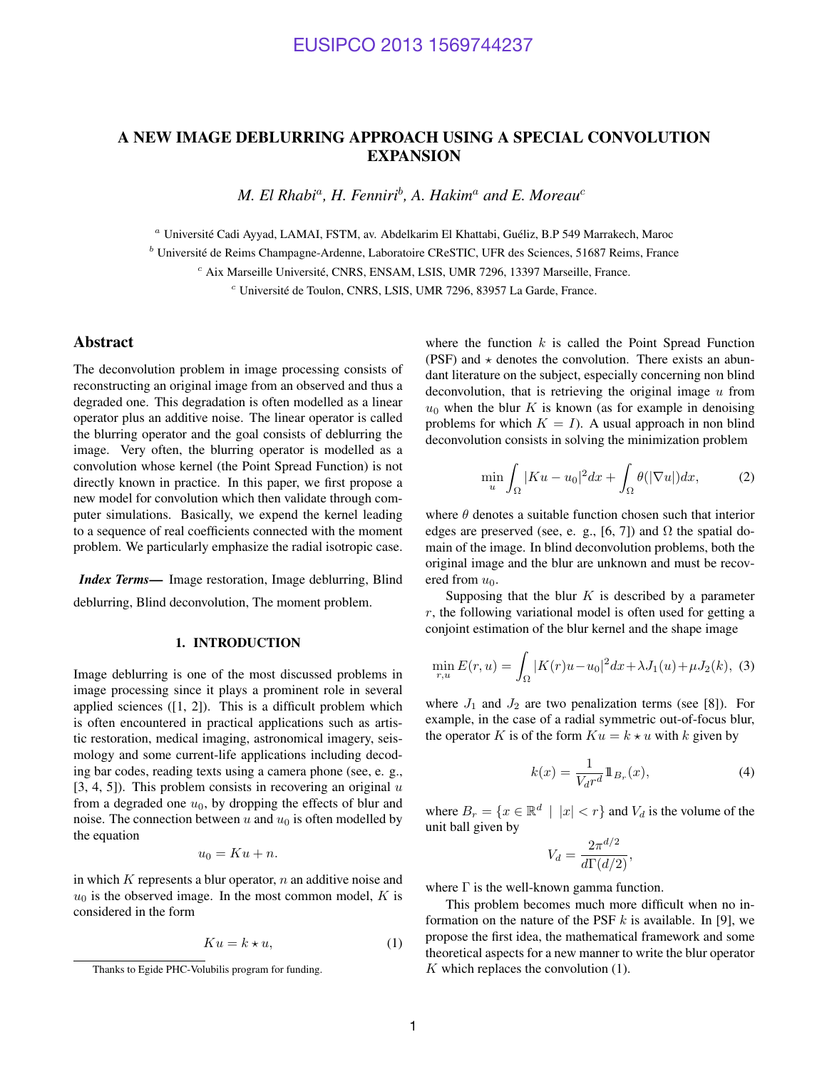# A NEW IMAGE DEBLURRING APPROACH USING A SPECIAL CONVOLUTION EXPANSION

*M. El Rhabi[a], H. Fenniri[b], A. Hakim[a] and E. Moreau[c]*

[a] Université Cadi Ayyad, LAMAI, FSTM, av. Abdelkarim El Khattabi, Guéliz, B.P 549 Marrakech, Maroc

[b] Université de Reims Champagne-Ardenne, Laboratoire CReSTIC, UFR des Sciences, 51687 Reims, France

[c] Aix Marseille Université, CNRS, ENSAM, LSIS, UMR 7296, 13397 Marseille, France.

[c] Université de Toulon, CNRS, LSIS, UMR 7296, 83957 La Garde, France.

## Abstract

The deconvolution problem in image processing consists of reconstructing an original image from an observed and thus a degraded one. This degradation is often modelled as a linear operator plus an additive noise. The linear operator is called the blurring operator and the goal consists of deblurring the image. Very often, the blurring operator is modelled as a convolution whose kernel (the Point Spread Function) is not directly known in practice. In this paper, we first propose a new model for convolution which then validate through computer simulations. Basically, we expend the kernel leading to a sequence of real coefficients connected with the moment problem. We particularly emphasize the radial isotropic case.

***Index Terms*—** Image restoration, Image deblurring, Blind deblurring, Blind deconvolution, The moment problem.

## 1. INTRODUCTION

Image deblurring is one of the most discussed problems in image processing since it plays a prominent role in several applied sciences ([1, 2]). This is a difficult problem which is often encountered in practical applications such as artistic restoration, medical imaging, astronomical imagery, seismology and some current-life applications including decoding bar codes, reading texts using a camera phone (see, e. g., [3, 4, 5]). This problem consists in recovering an original $u$ from a degraded one $u_0$, by dropping the effects of blur and noise. The connection between $u$ and $u_0$ is often modelled by the equation

$$u_0 = Ku + n.$$

in which $K$ represents a blur operator, $n$ an additive noise and $u_0$ is the observed image. In the most common model, $K$ is considered in the form

$$Ku = k \star u, \tag{1}$$

where the function $k$ is called the Point Spread Function (PSF) and $\star$ denotes the convolution. There exists an abundant literature on the subject, especially concerning non blind deconvolution, that is retrieving the original image $u$ from $u_0$ when the blur $K$ is known (as for example in denoising problems for which $K = I$). A usual approach in non blind deconvolution consists in solving the minimization problem

$$\min_u \int_\Omega |Ku - u_0|^2 dx + \int_\Omega \theta(|\nabla u|) dx, \tag{2}$$

where $\theta$ denotes a suitable function chosen such that interior edges are preserved (see, e. g., [6, 7]) and $\Omega$ the spatial domain of the image. In blind deconvolution problems, both the original image and the blur are unknown and must be recovered from $u_0$.

Supposing that the blur $K$ is described by a parameter $r$, the following variational model is often used for getting a conjoint estimation of the blur kernel and the shape image

$$\min_{r,u} E(r, u) = \int_\Omega |K(r)u - u_0|^2 dx + \lambda J_1(u) + \mu J_2(k), \tag{3}$$

where $J_1$ and $J_2$ are two penalization terms (see [8]). For example, in the case of a radial symmetric out-of-focus blur, the operator $K$ is of the form $Ku = k \star u$ with $k$ given by

$$k(x) = \frac{1}{V_d r^d} \mathbb{1}_{B_r}(x), \tag{4}$$

where $B_r = \{x \in \mathbb{R}^d \mid |x| < r\}$ and $V_d$ is the volume of the unit ball given by

$$V_d = \frac{2\pi^{d/2}}{d\Gamma(d/2)},$$

where $\Gamma$ is the well-known gamma function.

This problem becomes much more difficult when no information on the nature of the PSF $k$ is available. In [9], we propose the first idea, the mathematical framework and some theoretical aspects for a new manner to write the blur operator $K$ which replaces the convolution (1).

---

Thanks to Egide PHC-Volubilis program for funding.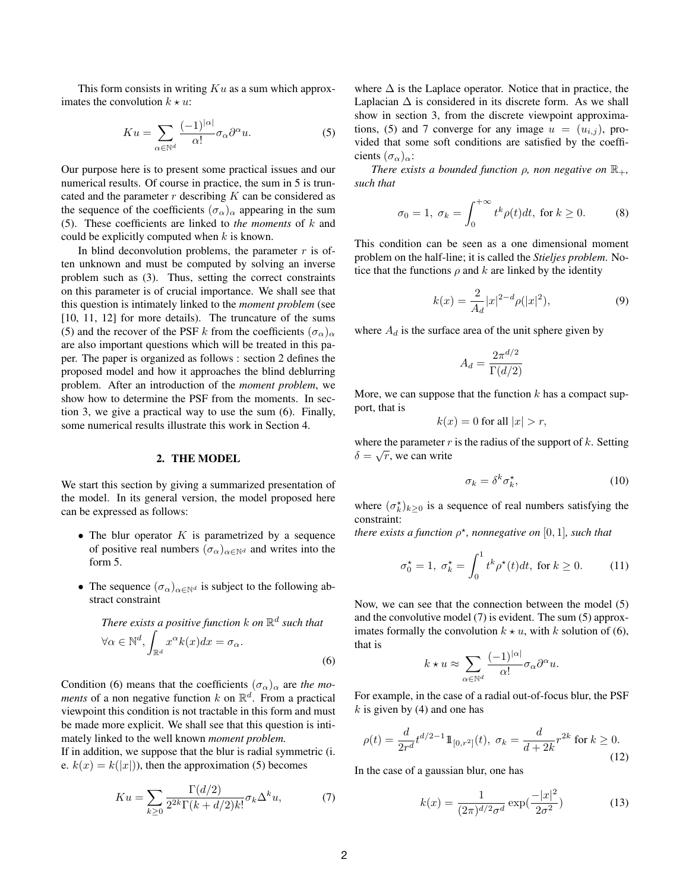This form consists in writing $Ku$ as a sum which approximates the convolution $k \star u$:

$$Ku = \sum_{\alpha \in \mathbb{N}^d} \frac{(-1)^{|\alpha|}}{\alpha!} \sigma_\alpha \partial^\alpha u. \tag{5}$$

Our purpose here is to present some practical issues and our numerical results. Of course in practice, the sum in 5 is truncated and the parameter $r$ describing $K$ can be considered as the sequence of the coefficients $(\sigma_\alpha)_\alpha$ appearing in the sum (5). These coefficients are linked to *the moments* of $k$ and could be explicitly computed when $k$ is known.

In blind deconvolution problems, the parameter $r$ is often unknown and must be computed by solving an inverse problem such as (3). Thus, setting the correct constraints on this parameter is of crucial importance. We shall see that this question is intimately linked to the *moment problem* (see [10, 11, 12] for more details). The truncature of the sums (5) and the recover of the PSF $k$ from the coefficients $(\sigma_\alpha)_\alpha$ are also important questions which will be treated in this paper. The paper is organized as follows : section 2 defines the proposed model and how it approaches the blind deblurring problem. After an introduction of the *moment problem*, we show how to determine the PSF from the moments. In section 3, we give a practical way to use the sum (6). Finally, some numerical results illustrate this work in Section 4.

## 2. THE MODEL

We start this section by giving a summarized presentation of the model. In its general version, the model proposed here can be expressed as follows:

- The blur operator $K$ is parametrized by a sequence of positive real numbers $(\sigma_\alpha)_{\alpha \in \mathbb{N}^d}$ and writes into the form 5.
- The sequence $(\sigma_\alpha)_{\alpha \in \mathbb{N}^d}$ is subject to the following abstract constraint

  *There exists a positive function $k$ on $\mathbb{R}^d$ such that*
  $$\forall \alpha \in \mathbb{N}^d, \int_{\mathbb{R}^d} x^\alpha k(x) dx = \sigma_\alpha. \tag{6}$$

Condition (6) means that the coefficients $(\sigma_\alpha)_\alpha$ are *the moments* of a non negative function $k$ on $\mathbb{R}^d$. From a practical viewpoint this condition is not tractable in this form and must be made more explicit. We shall see that this question is intimately linked to the well known *moment problem.*
If in addition, we suppose that the blur is radial symmetric (i. e. $k(x) = k(|x|)$), then the approximation (5) becomes

$$Ku = \sum_{k \geq 0} \frac{\Gamma(d/2)}{2^{2k}\Gamma(k + d/2)k!} \sigma_k \Delta^k u, \tag{7}$$

where $\Delta$ is the Laplace operator. Notice that in practice, the Laplacian $\Delta$ is considered in its discrete form. As we shall show in section 3, from the discrete viewpoint approximations, (5) and 7 converge for any image $u = (u_{i,j})$, provided that some soft conditions are satisfied by the coefficients $(\sigma_\alpha)_\alpha$:

*There exists a bounded function $\rho$, non negative on $\mathbb{R}_+$, such that*

$$\sigma_0 = 1, \ \sigma_k = \int_0^{+\infty} t^k \rho(t) dt, \text{ for } k \geq 0. \tag{8}$$

This condition can be seen as a one dimensional moment problem on the half-line; it is called the *Stieljes problem.* Notice that the functions $\rho$ and $k$ are linked by the identity

$$k(x) = \frac{2}{A_d} |x|^{2-d} \rho(|x|^2), \tag{9}$$

where $A_d$ is the surface area of the unit sphere given by

$$A_d = \frac{2\pi^{d/2}}{\Gamma(d/2)}$$

More, we can suppose that the function $k$ has a compact support, that is

$$k(x) = 0 \text{ for all } |x| > r,$$

where the parameter $r$ is the radius of the support of $k$. Setting $\delta = \sqrt{r}$, we can write

$$\sigma_k = \delta^k \sigma_k^\star, \tag{10}$$

where $(\sigma_k^\star)_{k \geq 0}$ is a sequence of real numbers satisfying the constraint:
*there exists a function $\rho^\star$, nonnegative on $[0, 1]$, such that*

$$\sigma_0^\star = 1, \ \sigma_k^\star = \int_0^1 t^k \rho^\star(t) dt, \text{ for } k \geq 0. \tag{11}$$

Now, we can see that the connection between the model (5) and the convolutive model (7) is evident. The sum (5) approximates formally the convolution $k \star u$, with $k$ solution of (6), that is

$$k \star u \approx \sum_{\alpha \in \mathbb{N}^d} \frac{(-1)^{|\alpha|}}{\alpha!} \sigma_\alpha \partial^\alpha u.$$

For example, in the case of a radial out-of-focus blur, the PSF $k$ is given by (4) and one has

$$\rho(t) = \frac{d}{2r^d} t^{d/2-1} \mathbb{1}_{[0,r^2]}(t), \ \sigma_k = \frac{d}{d+2k} r^{2k} \text{ for } k \geq 0. \tag{12}$$

In the case of a gaussian blur, one has

$$k(x) = \frac{1}{(2\pi)^{d/2}\sigma^d} \exp\left(\frac{-|x|^2}{2\sigma^2}\right) \tag{13}$$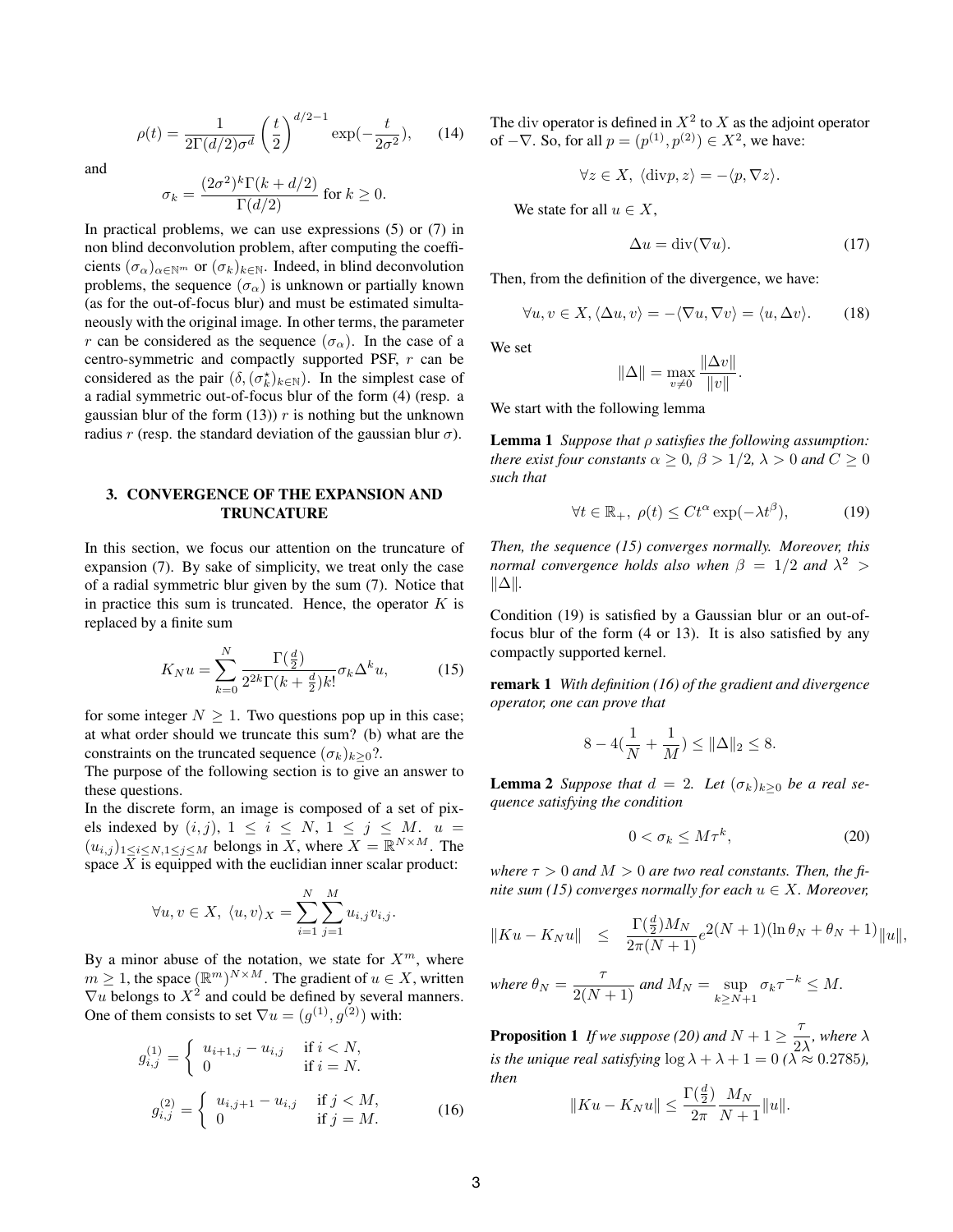$$\rho(t) = \frac{1}{2\Gamma(d/2)\sigma^d}\left(\frac{t}{2}\right)^{d/2-1}\exp(-\frac{t}{2\sigma^2}), \qquad (14)$$

and

$$\sigma_k = \frac{(2\sigma^2)^k\Gamma(k+d/2)}{\Gamma(d/2)} \text{ for } k \geq 0.$$

In practical problems, we can use expressions (5) or (7) in non blind deconvolution problem, after computing the coefficients $(\sigma_\alpha)_{\alpha\in\mathbb{N}^m}$ or $(\sigma_k)_{k\in\mathbb{N}}$. Indeed, in blind deconvolution problems, the sequence $(\sigma_\alpha)$ is unknown or partially known (as for the out-of-focus blur) and must be estimated simultaneously with the original image. In other terms, the parameter $r$ can be considered as the sequence $(\sigma_\alpha)$. In the case of a centro-symmetric and compactly supported PSF, $r$ can be considered as the pair $(\delta, (\sigma_k^\star)_{k\in\mathbb{N}})$. In the simplest case of a radial symmetric out-of-focus blur of the form (4) (resp. a gaussian blur of the form (13)) $r$ is nothing but the unknown radius $r$ (resp. the standard deviation of the gaussian blur $\sigma$).

## 3. CONVERGENCE OF THE EXPANSION AND TRUNCATURE

In this section, we focus our attention on the truncature of expansion (7). By sake of simplicity, we treat only the case of a radial symmetric blur given by the sum (7). Notice that in practice this sum is truncated. Hence, the operator $K$ is replaced by a finite sum

$$K_N u = \sum_{k=0}^{N}\frac{\Gamma(\frac{d}{2})}{2^{2k}\Gamma(k+\frac{d}{2})k!}\sigma_k\Delta^k u, \qquad (15)$$

for some integer $N \geq 1$. Two questions pop up in this case; at what order should we truncate this sum? (b) what are the constraints on the truncated sequence $(\sigma_k)_{k\geq 0}$?.

The purpose of the following section is to give an answer to these questions.

In the discrete form, an image is composed of a set of pixels indexed by $(i,j)$, $1 \leq i \leq N$, $1 \leq j \leq M$. $u = (u_{i,j})_{1\leq i\leq N, 1\leq j\leq M}$ belongs in $X$, where $X = \mathbb{R}^{N\times M}$. The space $X$ is equipped with the euclidian inner scalar product:

$$\forall u, v \in X,\ \langle u, v\rangle_X = \sum_{i=1}^{N}\sum_{j=1}^{M} u_{i,j}v_{i,j}.$$

By a minor abuse of the notation, we state for $X^m$, where $m \geq 1$, the space $(\mathbb{R}^m)^{N\times M}$. The gradient of $u \in X$, written $\nabla u$ belongs to $X^2$ and could be defined by several manners. One of them consists to set $\nabla u = (g^{(1)}, g^{(2)})$ with:

$$g^{(1)}_{i,j} = \begin{cases} u_{i+1,j} - u_{i,j} & \text{if } i < N, \\ 0 & \text{if } i = N. \end{cases}$$

$$g^{(2)}_{i,j} = \begin{cases} u_{i,j+1} - u_{i,j} & \text{if } j < M, \\ 0 & \text{if } j = M. \end{cases} \qquad (16)$$

The div operator is defined in $X^2$ to $X$ as the adjoint operator of $-\nabla$. So, for all $p = (p^{(1)}, p^{(2)}) \in X^2$, we have:

$$\forall z \in X,\ \langle \text{div} p, z\rangle = -\langle p, \nabla z\rangle.$$

We state for all $u \in X$,

$$\Delta u = \text{div}(\nabla u). \qquad (17)$$

Then, from the definition of the divergence, we have:

$$\forall u, v \in X, \langle \Delta u, v\rangle = -\langle \nabla u, \nabla v\rangle = \langle u, \Delta v\rangle. \qquad (18)$$

We set

$$\|\Delta\| = \max_{v\neq 0}\frac{\|\Delta v\|}{\|v\|}.$$

We start with the following lemma

**Lemma 1** *Suppose that $\rho$ satisfies the following assumption: there exist four constants $\alpha \geq 0$, $\beta > 1/2$, $\lambda > 0$ and $C \geq 0$ such that*

$$\forall t \in \mathbb{R}_+,\ \rho(t) \leq Ct^\alpha \exp(-\lambda t^\beta), \qquad (19)$$

*Then, the sequence (15) converges normally. Moreover, this normal convergence holds also when $\beta = 1/2$ and $\lambda^2 > \|\Delta\|$.*

Condition (19) is satisfied by a Gaussian blur or an out-of-focus blur of the form (4 or 13). It is also satisfied by any compactly supported kernel.

**remark 1** *With definition (16) of the gradient and divergence operator, one can prove that*

$$8 - 4(\frac{1}{N} + \frac{1}{M}) \leq \|\Delta\|_2 \leq 8.$$

**Lemma 2** *Suppose that $d = 2$. Let $(\sigma_k)_{k\geq 0}$ be a real sequence satisfying the condition*

$$0 < \sigma_k \leq M\tau^k, \qquad (20)$$

*where $\tau > 0$ and $M > 0$ are two real constants. Then, the finite sum (15) converges normally for each $u \in X$. Moreover,*

$$\|Ku - K_N u\| \leq \frac{\Gamma(\frac{d}{2})M_N}{2\pi(N+1)}e^{2(N+1)(\ln\theta_N + \theta_N + 1)}\|u\|,$$

*where $\theta_N = \dfrac{\tau}{2(N+1)}$ and $M_N = \sup\limits_{k\geq N+1}\sigma_k\tau^{-k} \leq M$.*

**Proposition 1** *If we suppose (20) and $N + 1 \geq \dfrac{\tau}{2\lambda}$, where $\lambda$ is the unique real satisfying $\log\lambda + \lambda + 1 = 0$ ($\lambda \approx 0.2785$), then*

$$\|Ku - K_N u\| \leq \frac{\Gamma(\frac{d}{2})}{2\pi}\frac{M_N}{N+1}\|u\|.$$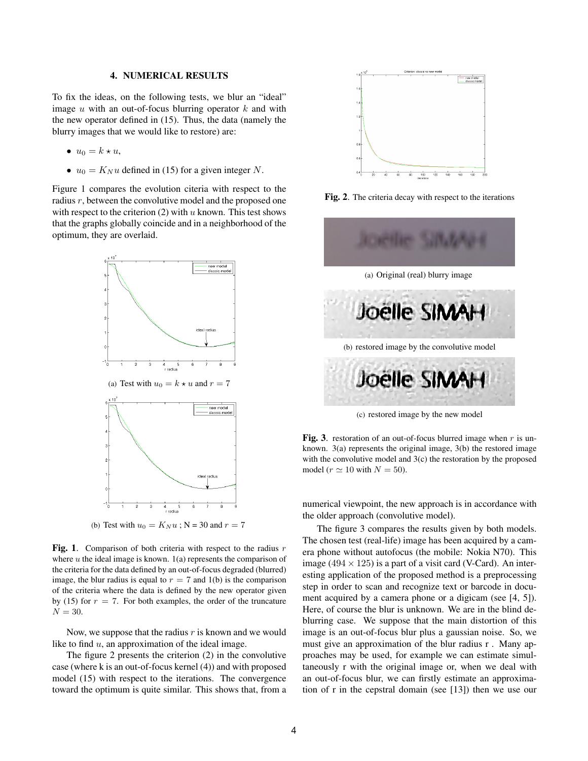## 4. NUMERICAL RESULTS

To fix the ideas, on the following tests, we blur an "ideal" image $u$ with an out-of-focus blurring operator $k$ and with the new operator defined in (15). Thus, the data (namely the blurry images that we would like to restore) are:

- $u_0 = k \star u$,
- $u_0 = K_N u$ defined in (15) for a given integer $N$.

Figure 1 compares the evolution citeria with respect to the radius $r$, between the convolutive model and the proposed one with respect to the criterion (2) with $u$ known. This test shows that the graphs globally coincide and in a neighborhood of the optimum, they are overlaid.

(a) Test with $u_0 = k \star u$ and $r = 7$

(b) Test with $u_0 = K_N u$ ; N = 30 and $r = 7$

**Fig. 1**. Comparison of both criteria with respect to the radius $r$ where $u$ the ideal image is known. 1(a) represents the comparison of the criteria for the data defined by an out-of-focus degraded (blurred) image, the blur radius is equal to $r = 7$ and 1(b) is the comparison of the criteria where the data is defined by the new operator given by (15) for $r = 7$. For both examples, the order of the truncature $N = 30$.

Now, we suppose that the radius $r$ is known and we would like to find $u$, an approximation of the ideal image.

The figure 2 presents the criterion (2) in the convolutive case (where k is an out-of-focus kernel (4)) and with proposed model (15) with respect to the iterations. The convergence toward the optimum is quite similar. This shows that, from a numerical viewpoint, the new approach is in accordance with the older approach (convolutive model).

**Fig. 2**. The criteria decay with respect to the iterations

(a) Original (real) blurry image

(b) restored image by the convolutive model

(c) restored image by the new model

**Fig. 3**. restoration of an out-of-focus blurred image when $r$ is unknown. 3(a) represents the original image, 3(b) the restored image with the convolutive model and 3(c) the restoration by the proposed model ($r \simeq 10$ with $N = 50$).

The figure 3 compares the results given by both models. The chosen test (real-life) image has been acquired by a camera phone without autofocus (the mobile: Nokia N70). This image ($494 \times 125$) is a part of a visit card (V-Card). An interesting application of the proposed method is a preprocessing step in order to scan and recognize text or barcode in document acquired by a camera phone or a digicam (see [4, 5]). Here, of course the blur is unknown. We are in the blind deblurring case. We suppose that the main distortion of this image is an out-of-focus blur plus a gaussian noise. So, we must give an approximation of the blur radius r . Many approaches may be used, for example we can estimate simultaneously r with the original image or, when we deal with an out-of-focus blur, we can firstly estimate an approximation of r in the cepstral domain (see [13]) then we use our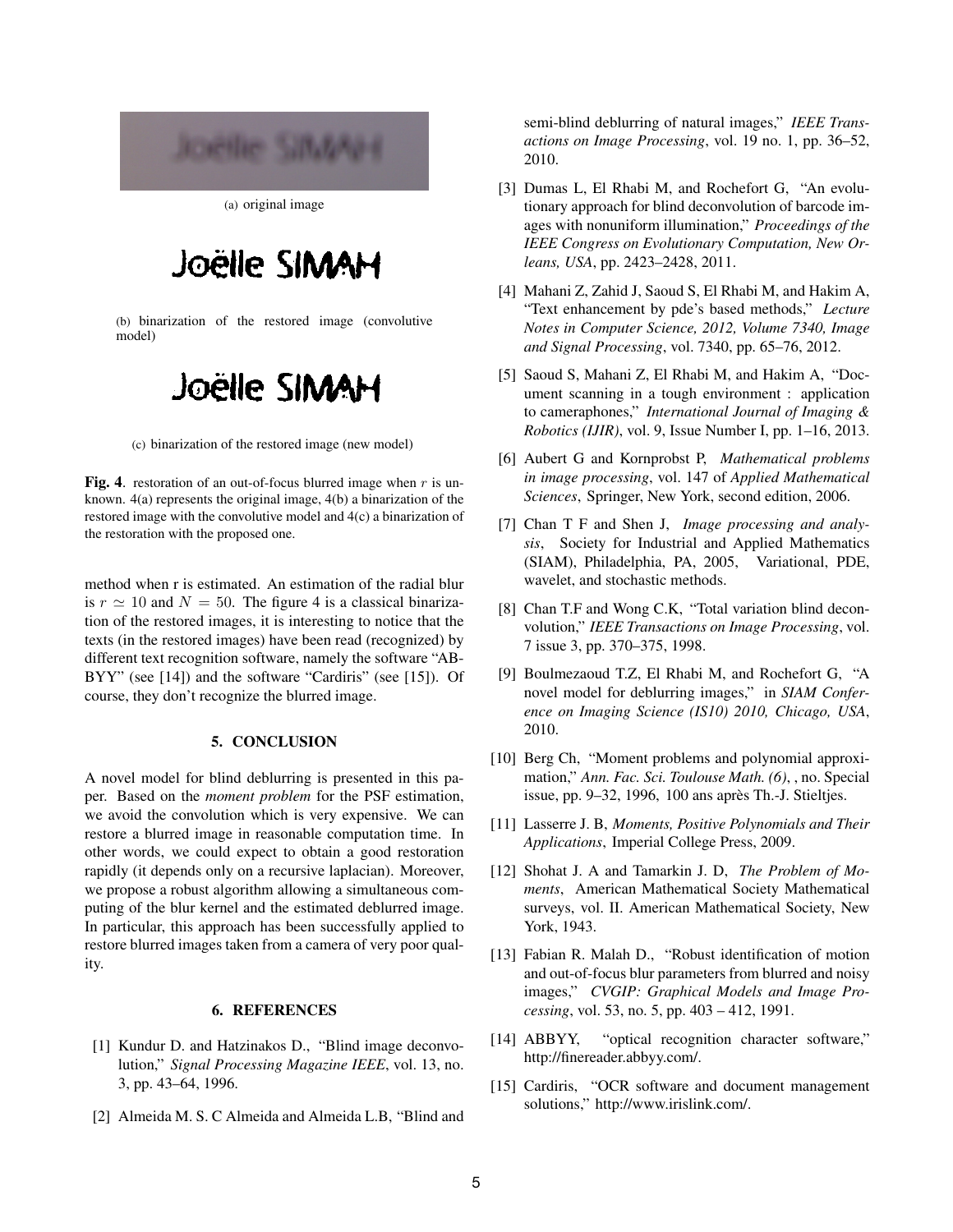(a) original image

(b) binarization of the restored image (convolutive model)

(c) binarization of the restored image (new model)

**Fig. 4**. restoration of an out-of-focus blurred image when $r$ is unknown. 4(a) represents the original image, 4(b) a binarization of the restored image with the convolutive model and 4(c) a binarization of the restoration with the proposed one.

method when r is estimated. An estimation of the radial blur is $r \simeq 10$ and $N = 50$. The figure 4 is a classical binarization of the restored images, it is interesting to notice that the texts (in the restored images) have been read (recognized) by different text recognition software, namely the software "ABBYY" (see [14]) and the software "Cardiris" (see [15]). Of course, they don't recognize the blurred image.

## 5. CONCLUSION

A novel model for blind deblurring is presented in this paper. Based on the *moment problem* for the PSF estimation, we avoid the convolution which is very expensive. We can restore a blurred image in reasonable computation time. In other words, we could expect to obtain a good restoration rapidly (it depends only on a recursive laplacian). Moreover, we propose a robust algorithm allowing a simultaneous computing of the blur kernel and the estimated deblurred image. In particular, this approach has been successfully applied to restore blurred images taken from a camera of very poor quality.

## 6. REFERENCES

[1] Kundur D. and Hatzinakos D., "Blind image deconvolution," *Signal Processing Magazine IEEE*, vol. 13, no. 3, pp. 43–64, 1996.

[2] Almeida M. S. C Almeida and Almeida L.B, "Blind and semi-blind deblurring of natural images," *IEEE Transactions on Image Processing*, vol. 19 no. 1, pp. 36–52, 2010.

[3] Dumas L, El Rhabi M, and Rochefort G, "An evolutionary approach for blind deconvolution of barcode images with nonuniform illumination," *Proceedings of the IEEE Congress on Evolutionary Computation, New Orleans, USA*, pp. 2423–2428, 2011.

[4] Mahani Z, Zahid J, Saoud S, El Rhabi M, and Hakim A, "Text enhancement by pde's based methods," *Lecture Notes in Computer Science, 2012, Volume 7340, Image and Signal Processing*, vol. 7340, pp. 65–76, 2012.

[5] Saoud S, Mahani Z, El Rhabi M, and Hakim A, "Document scanning in a tough environment : application to cameraphones," *International Journal of Imaging & Robotics (IJIR)*, vol. 9, Issue Number I, pp. 1–16, 2013.

[6] Aubert G and Kornprobst P, *Mathematical problems in image processing*, vol. 147 of *Applied Mathematical Sciences*, Springer, New York, second edition, 2006.

[7] Chan T F and Shen J, *Image processing and analysis*, Society for Industrial and Applied Mathematics (SIAM), Philadelphia, PA, 2005, Variational, PDE, wavelet, and stochastic methods.

[8] Chan T.F and Wong C.K, "Total variation blind deconvolution," *IEEE Transactions on Image Processing*, vol. 7 issue 3, pp. 370–375, 1998.

[9] Boulmezaoud T.Z, El Rhabi M, and Rochefort G, "A novel model for deblurring images," in *SIAM Conference on Imaging Science (IS10) 2010, Chicago, USA*, 2010.

[10] Berg Ch, "Moment problems and polynomial approximation," *Ann. Fac. Sci. Toulouse Math. (6)*, , no. Special issue, pp. 9–32, 1996, 100 ans après Th.-J. Stieltjes.

[11] Lasserre J. B, *Moments, Positive Polynomials and Their Applications*, Imperial College Press, 2009.

[12] Shohat J. A and Tamarkin J. D, *The Problem of Moments*, American Mathematical Society Mathematical surveys, vol. II. American Mathematical Society, New York, 1943.

[13] Fabian R. Malah D., "Robust identification of motion and out-of-focus blur parameters from blurred and noisy images," *CVGIP: Graphical Models and Image Processing*, vol. 53, no. 5, pp. 403 – 412, 1991.

[14] ABBYY, "optical recognition character software," http://finereader.abbyy.com/.

[15] Cardiris, "OCR software and document management solutions," http://www.irislink.com/.